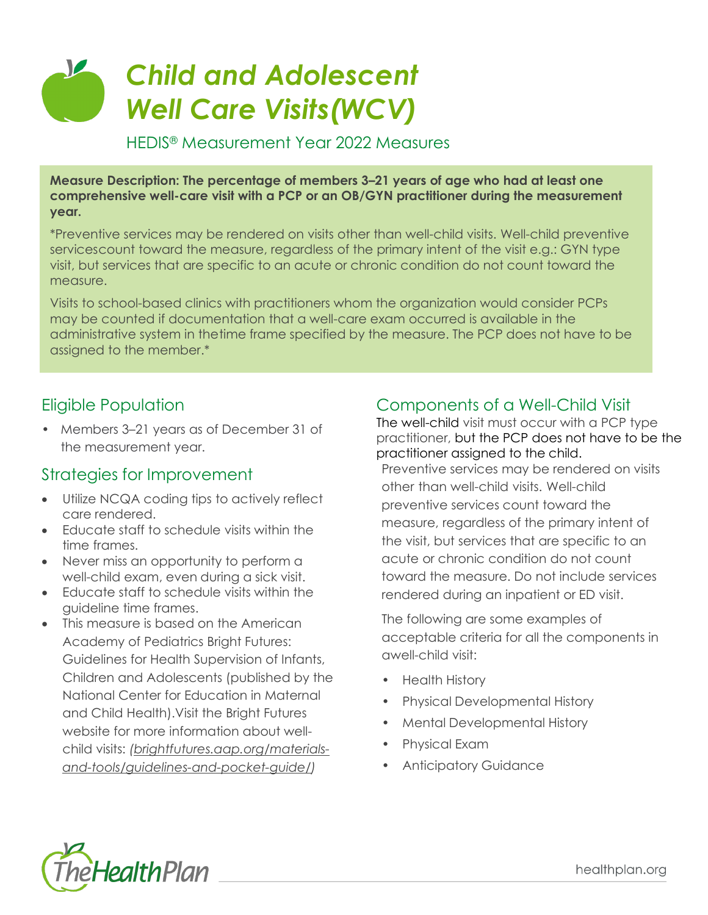# *Child and Adolescent Well Care Visits(WCV)*

HEDIS® Measurement Year 2022 Measures

**Measure Description: The percentage of members 3–21 years of age who had at least one comprehensive well-care visit with a PCP or an OB/GYN practitioner during the measurement year.**

*Preventive services may be rendered on visits other than well-child visits. Well-child preventive servicescount toward the measure, regardless of the primary intent of the visit e.g.: GYN type visit, but services that are specific to an acute or chronic condition do not count toward the measure.

Visits to school-based clinics with practitioners whom the organization would consider PCPs may be counted if documentation that a well-care exam occurred is available in the administrative system in thetime frame specified by the measure. The PCP does not have to be assigned to the member.*

## Eligible Population

- Members 3–21 years as of December 31 of the measurement year.

## Strategies for Improvement

- Utilize NCQA coding tips to actively reflect care rendered.
- Educate staff to schedule visits within the time frames.
- Never miss an opportunity to perform a well-child exam, even during a sick visit.
- Educate staff to schedule visits within the guideline time frames.
- This measure is based on the American Academy of Pediatrics Bright Futures: Guidelines for Health Supervision of Infants, Children and Adolescents (published by the National Center for Education in Maternal and Child Health).Visit the Bright Futures website for more information about well-child visits: *(brightfutures.aap.org/materials-and-tools/guidelines-and-pocket-guide/)*

## Components of a Well-Child Visit

The well-child visit must occur with a PCP type practitioner, but the PCP does not have to be the practitioner assigned to the child.

Preventive services may be rendered on visits other than well-child visits. Well-child preventive services count toward the measure, regardless of the primary intent of the visit, but services that are specific to an acute or chronic condition do not count toward the measure. Do not include services rendered during an inpatient or ED visit.

The following are some examples of acceptable criteria for all the components in awell-child visit:

- Health History
- Physical Developmental History
- Mental Developmental History
- Physical Exam
- Anticipatory Guidance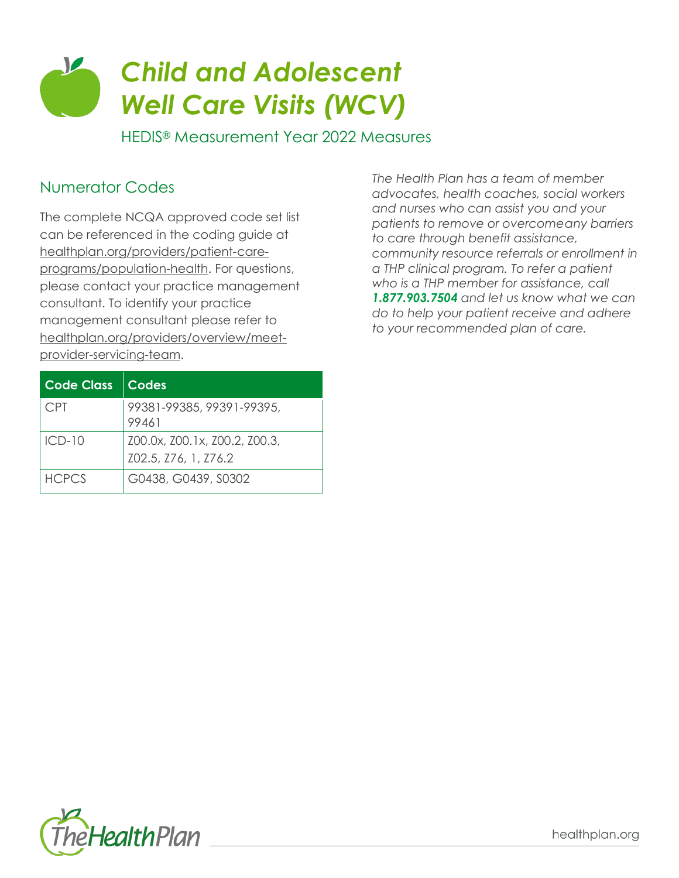# *Child and Adolescent Well Care Visits (WCV)*

HEDIS® Measurement Year 2022 Measures

## Numerator Codes

The complete NCQA approved code set list can be referenced in the coding guide at healthplan.org/providers/patient-care-programs/population-health. For questions, please contact your practice management consultant. To identify your practice management consultant please refer to healthplan.org/providers/overview/meet-provider-servicing-team.

| Code Class | Codes |
|---|---|
| CPT | 99381-99385, 99391-99395, 99461 |
| ICD-10 | Z00.0x, Z00.1x, Z00.2, Z00.3, Z02.5, Z76, 1, Z76.2 |
| HCPCS | G0438, G0439, S0302 |

*The Health Plan has a team of member advocates, health coaches, social workers and nurses who can assist you and your patients to remove or overcomeany barriers to care through benefit assistance, community resource referrals or enrollment in a THP clinical program. To refer a patient who is a THP member for assistance, call **1.877.903.7504** and let us know what we can do to help your patient receive and adhere to your recommended plan of care.*